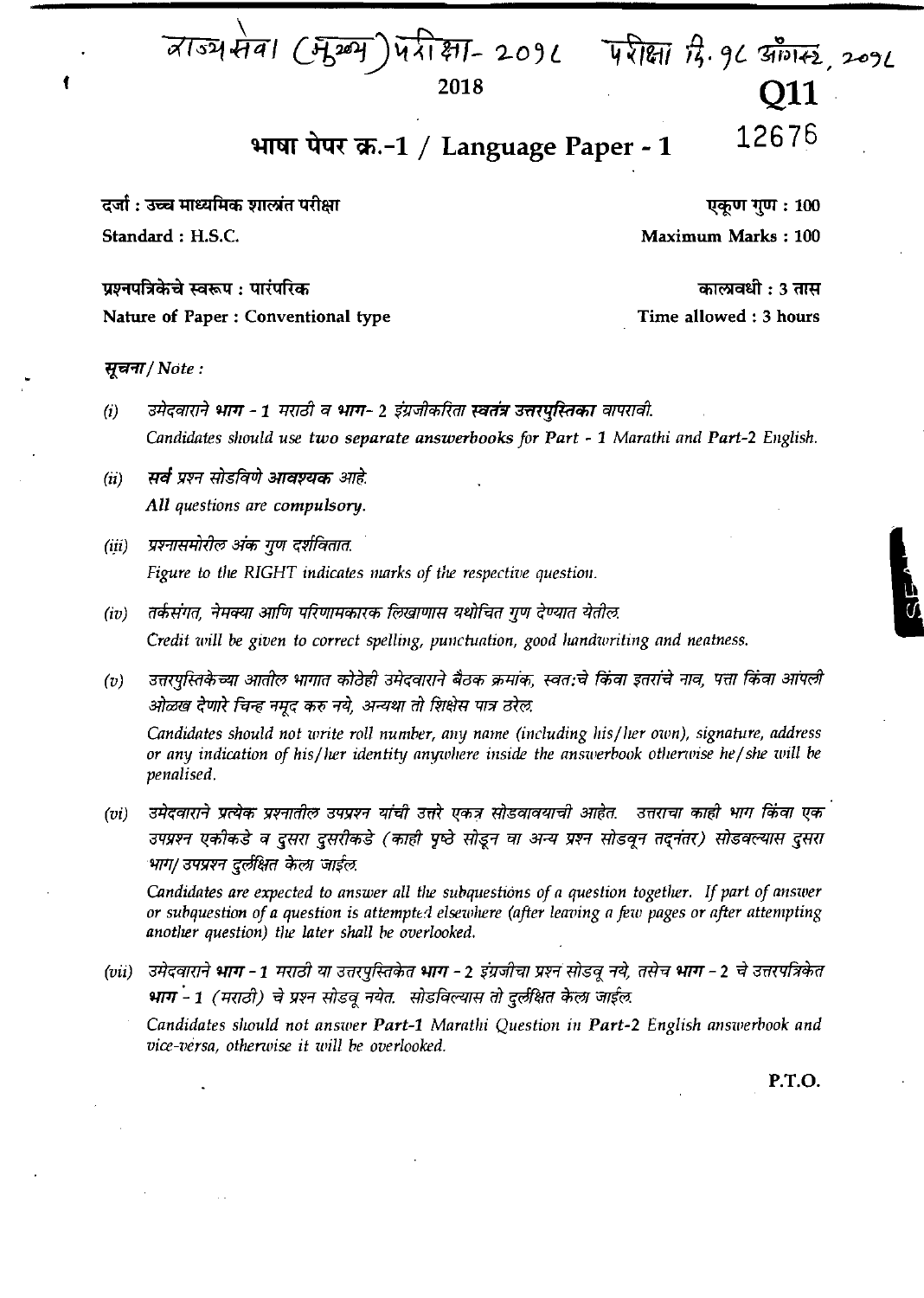राज्यसेवा (मुख्य) परीक्षा- २०१८ परीक्षा दि. १८ ऑगस्ट, २०१८

2018

**Q11**

12676

# भाषा पेपर क्र.-1 / Language Paper - 1

**दर्जा : उच्च माध्यमिक शालांत परीक्षा** | **एकूण गुण : 100**

**Standard : H.S.C.** | **Maximum Marks : 100**

**प्रश्नपत्रिकेचे स्वरूप : पारंपरिक** | **कालावधी : 3 तास**

**Nature of Paper : Conventional type** | **Time allowed : 3 hours**

***सूचना / Note :***

(i) *उमेदवाराने **भाग - 1** मराठी व **भाग- 2** इंग्रजीकरिता **स्वतंत्र उत्तरपुस्तिका** वापरावी.*
*Candidates should use **two separate answerbooks** for **Part - 1** Marathi and **Part-2** English.*

(ii) ***सर्व प्रश्न सोडविणे आवश्यक** आहे.*
***All** questions are **compulsory**.*

(iii) *प्रश्नासमोरील अंक गुण दर्शवितात.*
*Figure to the RIGHT indicates marks of the respective question.*

(iv) *तर्कसंगत, नेमक्या आणि परिणामकारक लिखाणास यथोचित गुण देण्यात येतील.*
*Credit will be given to correct spelling, punctuation, good handwriting and neatness.*

(v) *उत्तरपुस्तिकेच्या आतील भागात कोठेही उमेदवाराने बैठक क्रमांक, स्वत:चे किंवा इतरांचे नाव, पत्ता किंवा आपली ओळख देणारे चिन्ह नमूद करु नये, अन्यथा तो शिक्षेस पात्र ठरेल.*
*Candidates should not write roll number, any name (including his/her own), signature, address or any indication of his/her identity anywhere inside the answerbook otherwise he/she will be penalised.*

(vi) *उमेदवाराने प्रत्येक प्रश्नातील उपप्रश्न यांची उत्तरे एकत्र सोडवावयाची आहेत. उत्तराचा काही भाग किंवा एक उपप्रश्न एकीकडे व दुसरा दुसरीकडे (काही पृष्ठे सोडून वा अन्य प्रश्न सोडवून तदनंतर) सोडवल्यास दुसरा भाग/ उपप्रश्न दुर्लक्षित केला जाईल.*
*Candidates are expected to answer all the subquestions of a question together. If part of answer or subquestion of a question is attempted elsewhere (after leaving a few pages or after attempting another question) the later shall be overlooked.*

(vii) *उमेदवाराने **भाग - 1** मराठी या उत्तरपुस्तिकेत **भाग - 2** इंग्रजीचा प्रश्न सोडवू नये, तसेच **भाग - 2** चे उत्तरपत्रिकेत **भाग - 1** (मराठी) चे प्रश्न सोडवू नयेत. सोडविल्यास तो दुर्लक्षित केला जाईल.*
*Candidates should not answer **Part-1** Marathi Question in **Part-2** English answerbook and vice-versa, otherwise it will be overlooked.*

**P.T.O.**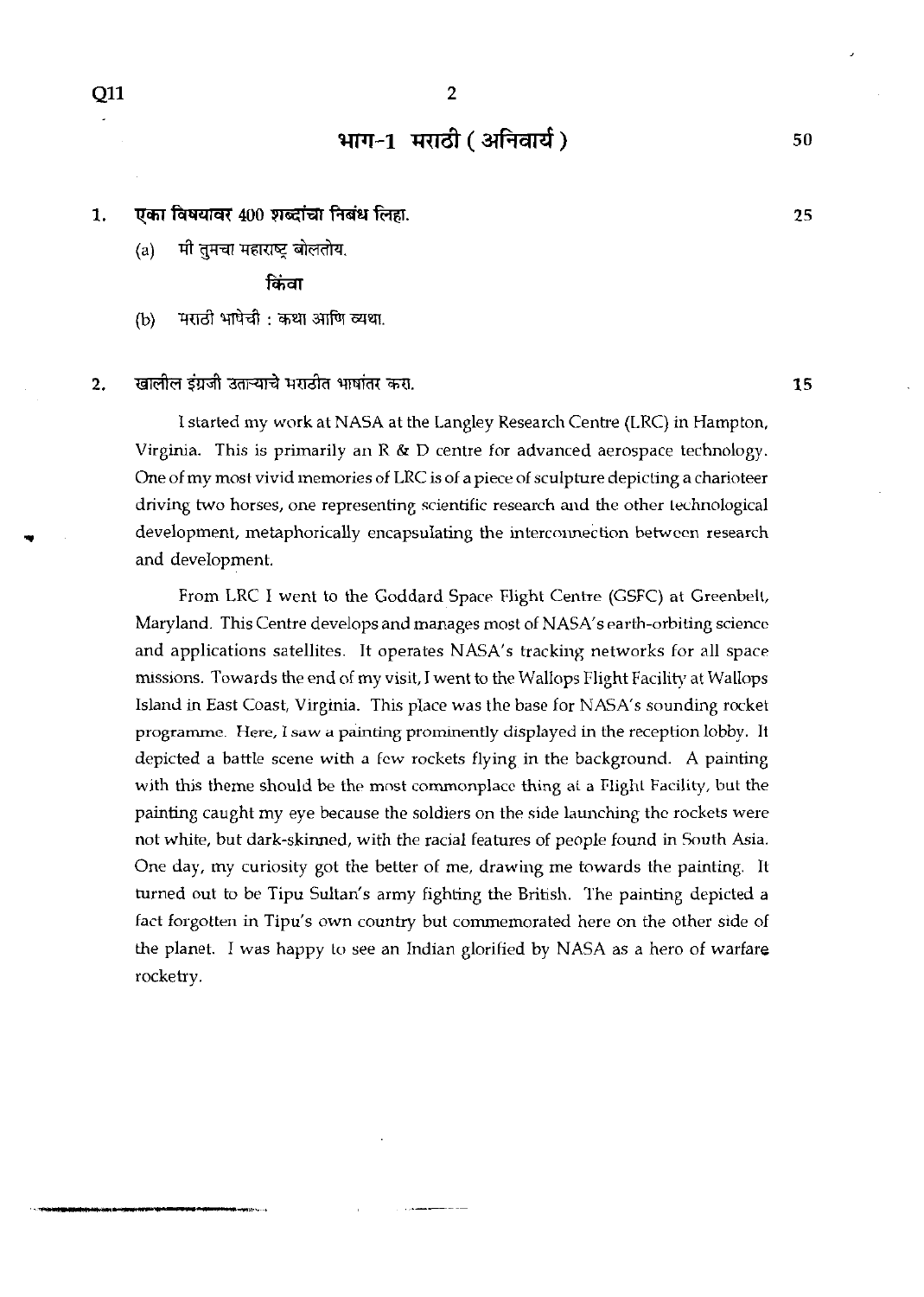## भाग-1 मराठी ( अनिवार्य ) 50

**1. एका विषयावर 400 शब्दांचा निबंध लिहा.** 25

(a) मी तुमचा महाराष्ट्र बोलतोय.

**किंवा**

(b) मराठी भाषेची : कथा आणि व्यथा.

**2. खालील इंग्रजी उताऱ्याचे मराठीत भाषांतर करा.** 15

I started my work at NASA at the Langley Research Centre (LRC) in Hampton, Virginia. This is primarily an R & D centre for advanced aerospace technology. One of my most vivid memories of LRC is of a piece of sculpture depicting a charioteer driving two horses, one representing scientific research and the other technological development, metaphorically encapsulating the interconnection between research and development.

From LRC I went to the Goddard Space Flight Centre (GSFC) at Greenbelt, Maryland. This Centre develops and manages most of NASA's earth-orbiting science and applications satellites. It operates NASA's tracking networks for all space missions. Towards the end of my visit, I went to the Wallops Flight Facility at Wallops Island in East Coast, Virginia. This place was the base for NASA's sounding rocket programme. Here, I saw a painting prominently displayed in the reception lobby. It depicted a battle scene with a few rockets flying in the background. A painting with this theme should be the most commonplace thing at a Flight Facility, but the painting caught my eye because the soldiers on the side launching the rockets were not white, but dark-skinned, with the racial features of people found in South Asia. One day, my curiosity got the better of me, drawing me towards the painting. It turned out to be Tipu Sultan's army fighting the British. The painting depicted a fact forgotten in Tipu's own country but commemorated here on the other side of the planet. I was happy to see an Indian glorified by NASA as a hero of warfare rocketry.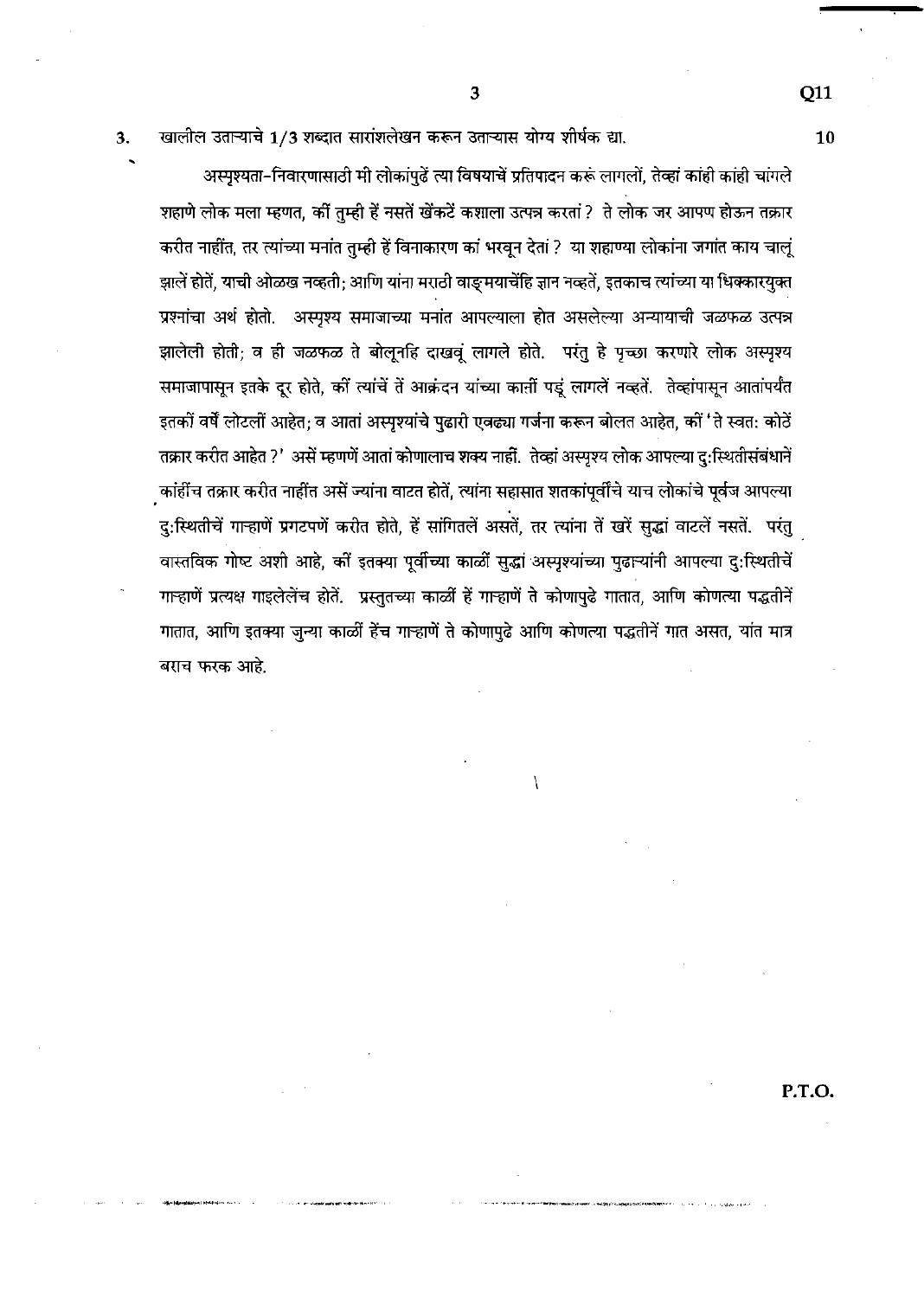3. खालील उताऱ्याचे 1/3 शब्दात सारांशलेखन करून उताऱ्यास योग्य शीर्षक द्या. 10

अस्पृश्यता-निवारणासाठी मी लोकांपुढें त्या विषयाचें प्रतिपादन करूं लागलों, तेव्हां कांही कांही चांगले शहाणे लोक मला म्हणत, कीं तुम्ही हें नसतें खेंकटें कशाला उत्पन्न करतां ? ते लोक जर आपण होऊन तक्रार करीत नाहींत, तर त्यांच्या मनांत तुम्ही हें विनाकारण कां भरवून देतां ? या शहाण्या लोकांना जगांत काय चालूं झालें होतें, याची ओळख नव्हती; आणि यांना मराठी वाङ्मयाचेंहि ज्ञान नव्हतें, इतकाच त्यांच्या या धिक्कारयुक्त प्रश्नांचा अर्थ होतो. अस्पृश्य समाजाच्या मनांत आपल्याला होत असलेल्या अन्यायाची जळफळ उत्पन्न झालेली होती; व ही जळफळ ते बोलूनहि दाखवूं लागले होते. परंतु हे पृच्छा करणारे लोक अस्पृश्य समाजापासून इतके दूर होते, कीं त्यांचें तें आक्रंदन यांच्या कानीं पडूं लागलें नव्हतें. तेव्हांपासून आतांपर्यंत इतकीं वर्षे लोटलीं आहेत; व आतां अस्पृश्यांचे पुढारी एवढ्या गर्जना करून बोलत आहेत, कीं 'ते स्वत: कोठें तक्रार करीत आहेत ?' असें म्हणणें आतां कोणालाच शक्य नाहीं. तेव्हां अस्पृश्य लोक आपल्या दु:स्थितीसंबंधानें कांहींच तक्रार करीत नाहींत असें ज्यांना वाटत होतें, त्यांना सहासात शतकांपूर्वीचे याच लोकांचे पूर्वज आपल्या दु:स्थितीचें गाऱ्हाणें प्रगटपणें करीत होते, हें सांगितलें असतें, तर त्यांना तें खरें सुद्धां वाटलें नसतें. परंतु वास्तविक गोष्ट अशी आहे, कीं इतक्या पूर्वीच्या काळीं सुद्धां अस्पृश्यांच्या पुढाऱ्यांनी आपल्या दु:स्थितीचें गाऱ्हाणें प्रत्यक्ष गाइलेलेंच होतें. प्रस्तुतच्या काळीं हें गाऱ्हाणें ते कोणापुढे गातात, आणि कोणत्या पद्धतीनें गातात, आणि इतक्या जुन्या काळीं हेंच गाऱ्हाणें ते कोणापुढे आणि कोणत्या पद्धतीनें गात असत, यांत मात्र बराच फरक आहे.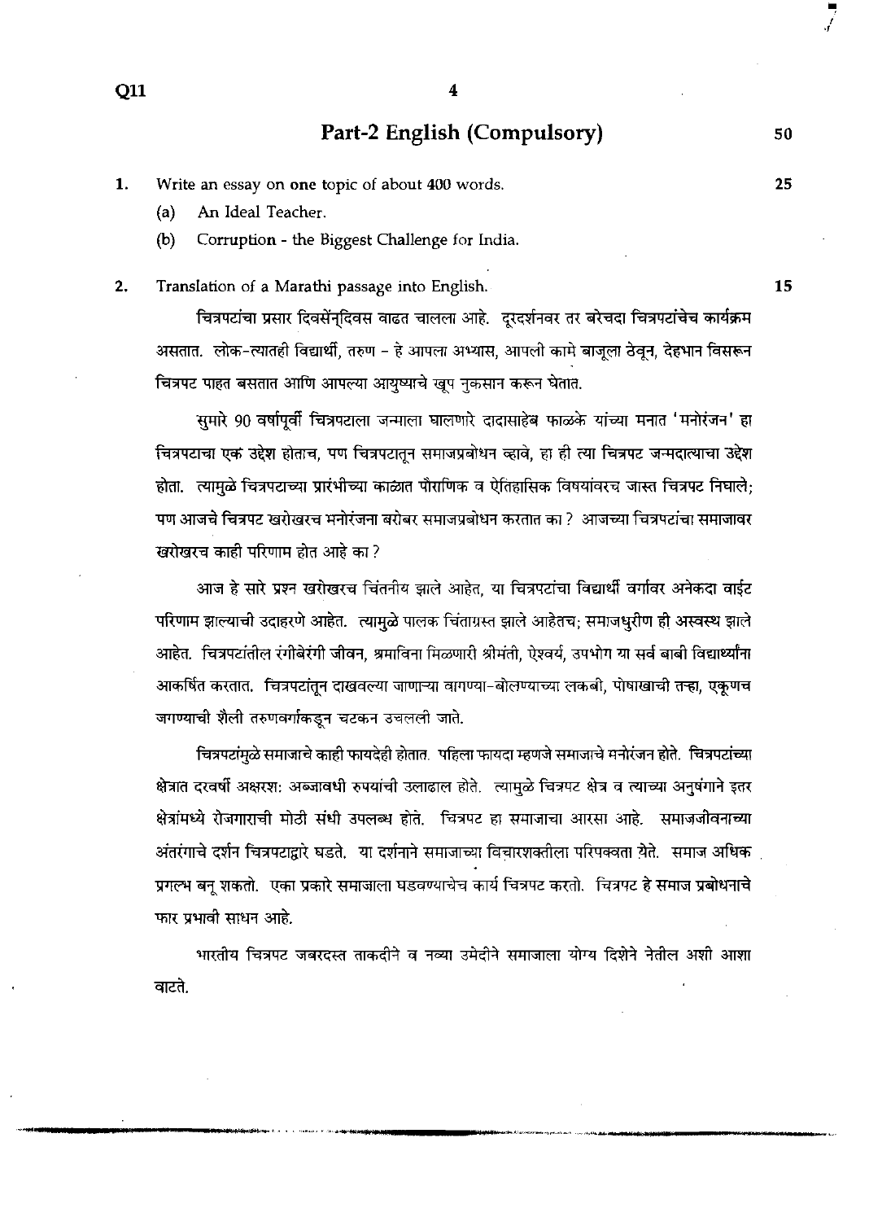## Part-2 English (Compulsory) 50

1. Write an essay on **one** topic of about 400 words. 25

   (a) An Ideal Teacher.

   (b) Corruption - the Biggest Challenge for India.

2. Translation of a Marathi passage into English. 15

चित्रपटांचा प्रसार दिवसेंन्दिवस वाढत चालला आहे. दूरदर्शनवर तर बरेचदा चित्रपटांचेच कार्यक्रम असतात. लोक-त्यातही विद्यार्थी, तरुण – हे आपला अभ्यास, आपली कामे बाजूला ठेवून, देहभान विसरून चित्रपट पाहत बसतात आणि आपल्या आयुष्याचे खूप नुकसान करून घेतात.

सुमारे 90 वर्षांपूर्वी चित्रपटाला जन्माला घालणारे दादासाहेब फाळके यांच्या मनात 'मनोरंजन' हा चित्रपटाचा एक उद्देश होताच, पण चित्रपटातून समाजप्रबोधन व्हावे, हा ही त्या चित्रपट जन्मदात्याचा उद्देश होता. त्यामुळे चित्रपटाच्या प्रारंभीच्या काळात पौराणिक व ऐतिहासिक विषयांवरच जास्त चित्रपट निघाले; पण आजचे चित्रपट खरोखरच मनोरंजना बरोबर समाजप्रबोधन करतात का? आजच्या चित्रपटांचा समाजावर खरोखरच काही परिणाम होत आहे का?

आज हे सारे प्रश्न खरोखरच चिंतनीय झाले आहेत, या चित्रपटांचा विद्यार्थी वर्गावर अनेकदा वाईट परिणाम झाल्याची उदाहरणे आहेत. त्यामुळे पालक चिंताग्रस्त झाले आहेतच; समाजधुरीण ही अस्वस्थ झाले आहेत. चित्रपटांतील रंगीबेरंगी जीवन, श्रमाविना मिळणारी श्रीमंती, ऐश्वर्य, उपभोग या सर्व बाबी विद्यार्थ्यांना आकर्षित करतात. चित्रपटांतून दाखवल्या जाणाऱ्या वागण्या-बोलण्याच्या लकबी, पोषाखाची तऱ्हा, एकूणच जगण्याची शैली तरुणवर्गाकडून चटकन उचलली जाते.

चित्रपटांमुळे समाजाचे काही फायदेही होतात. पहिला फायदा म्हणजे समाजाचे मनोरंजन होते. चित्रपटांच्या क्षेत्रात दरवर्षी अक्षरशः अब्जावधी रुपयांची उलाढाल होते. त्यामुळे चित्रपट क्षेत्र व त्याच्या अनुषंगाने इतर क्षेत्रांमध्ये रोजगाराची मोठी संधी उपलब्ध होते. चित्रपट हा समाजाचा आरसा आहे. समाजजीवनाच्या अंतरंगाचे दर्शन चित्रपटाद्वारे घडते. या दर्शनाने समाजाच्या विचारशक्तीला परिपक्वता येते. समाज अधिक प्रगल्भ बनू शकतो. एका प्रकारे समाजाला घडवण्याचेच कार्य चित्रपट करतो. चित्रपट हे समाज प्रबोधनाचे फार प्रभावी साधन आहे.

भारतीय चित्रपट जबरदस्त ताकदीने व नव्या उमेदीने समाजाला योग्य दिशेने नेतील अशी आशा वाटते.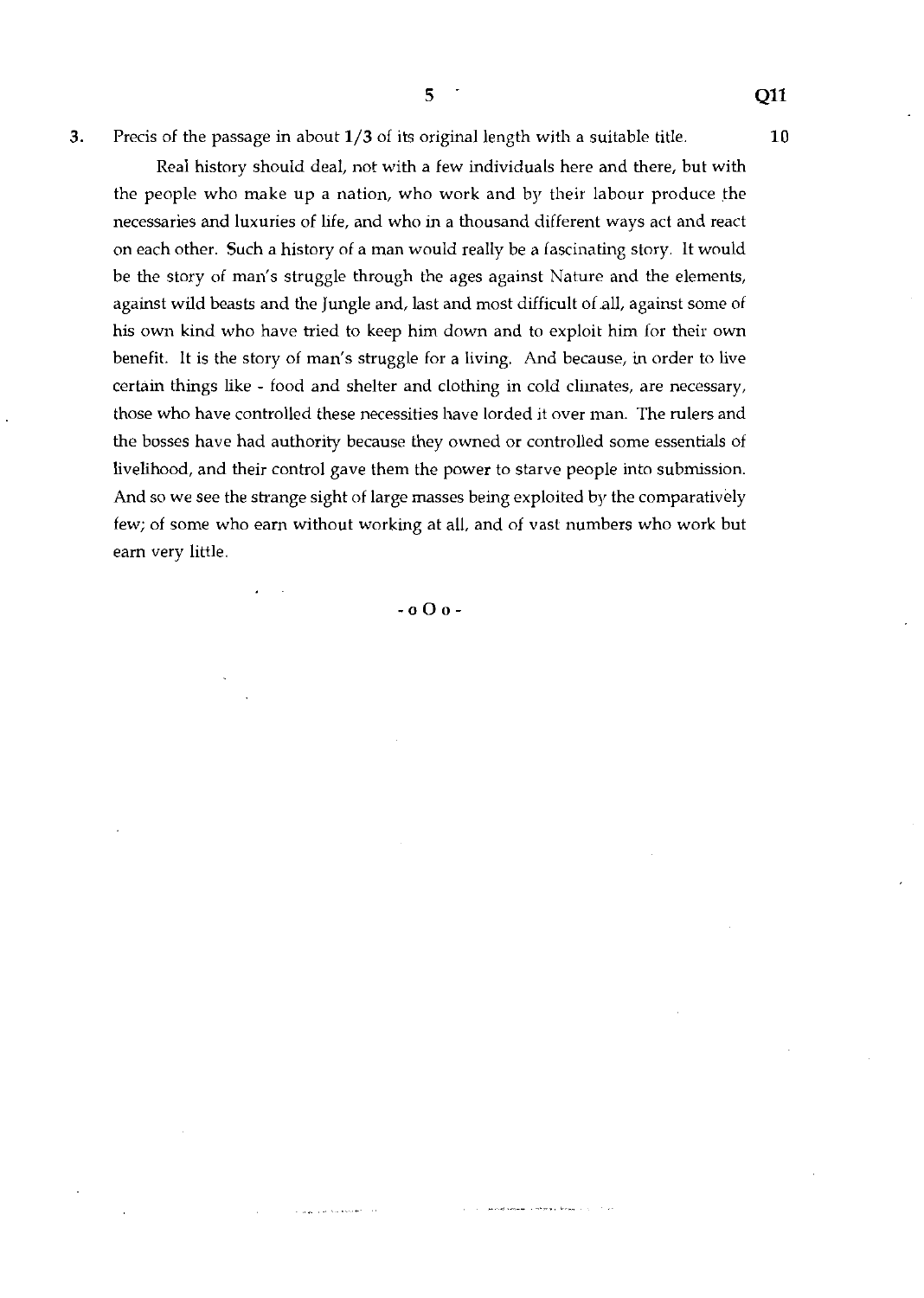3. Precis of the passage in about **1/3** of its original length with a suitable title. 10

Real history should deal, not with a few individuals here and there, but with the people who make up a nation, who work and by their labour produce the necessaries and luxuries of life, and who in a thousand different ways act and react on each other. Such a history of a man would really be a fascinating story. It would be the story of man's struggle through the ages against Nature and the elements, against wild beasts and the Jungle and, last and most difficult of all, against some of his own kind who have tried to keep him down and to exploit him for their own benefit. It is the story of man's struggle for a living. And because, in order to live certain things like - food and shelter and clothing in cold climates, are necessary, those who have controlled these necessities have lorded it over man. The rulers and the bosses have had authority because they owned or controlled some essentials of livelihood, and their control gave them the power to starve people into submission. And so we see the strange sight of large masses being exploited by the comparatively few; of some who earn without working at all, and of vast numbers who work but earn very little.

- o O o -